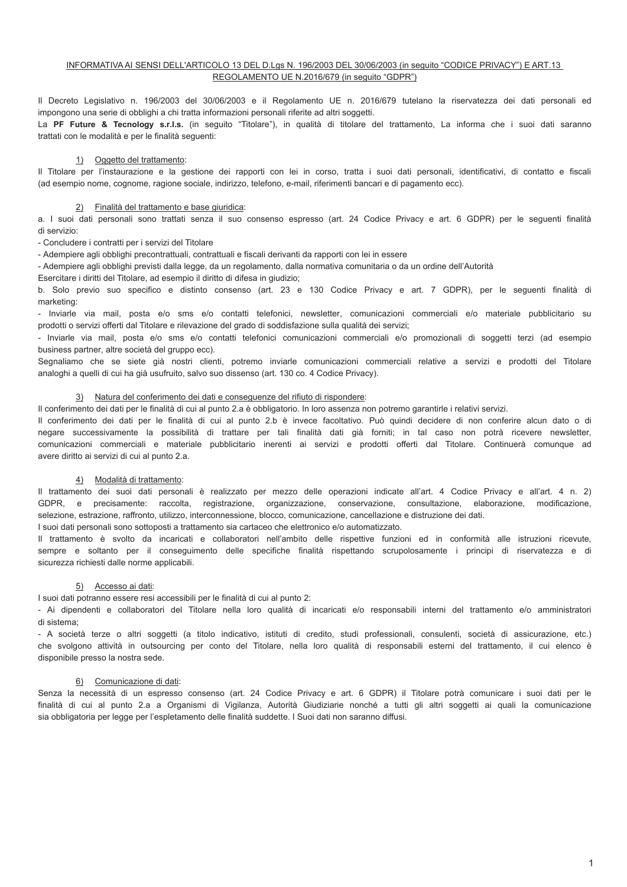INFORMATIVA AI SENSI DELL'ARTICOLO 13 DEL D.Lgs N. 196/2003 DEL 30/06/2003 (in seguito "CODICE PRIVACY") E ART.13 REGOLAMENTO UE N.2016/679 (in seguito "GDPR")

Il Decreto Legislativo n. 196/2003 del 30/06/2003 e il Regolamento UE n. 2016/679 tutelano la riservatezza dei dati personali ed impongono una serie di obblighi a chi tratta informazioni personali riferite ad altri soggetti.

La **PF Future & Tecnology s.r.l.s.** (in seguito "Titolare"), in qualità di titolare del trattamento, La informa che i suoi dati saranno trattati con le modalità e per le finalità seguenti:

1) Oggetto del trattamento:

Il Titolare per l'instaurazione e la gestione dei rapporti con lei in corso, tratta i suoi dati personali, identificativi, di contatto e fiscali (ad esempio nome, cognome, ragione sociale, indirizzo, telefono, e-mail, riferimenti bancari e di pagamento ecc).

2) Finalità del trattamento e base giuridica:

a. I suoi dati personali sono trattati senza il suo consenso espresso (art. 24 Codice Privacy e art. 6 GDPR) per le seguenti finalità di servizio:

- Concludere i contratti per i servizi del Titolare
- Adempiere agli obblighi precontrattuali, contrattuali e fiscali derivanti da rapporti con lei in essere
- Adempiere agli obblighi previsti dalla legge, da un regolamento, dalla normativa comunitaria o da un ordine dell'Autorità

Esercitare i diritti del Titolare, ad esempio il diritto di difesa in giudizio;

b. Solo previo suo specifico e distinto consenso (art. 23 e 130 Codice Privacy e art. 7 GDPR), per le seguenti finalità di marketing:

- Inviarle via mail, posta e/o sms e/o contatti telefonici, newsletter, comunicazioni commerciali e/o materiale pubblicitario su prodotti o servizi offerti dal Titolare e rilevazione del grado di soddisfazione sulla qualità dei servizi;
- Inviarle via mail, posta e/o sms e/o contatti telefonici comunicazioni commerciali e/o promozionali di soggetti terzi (ad esempio business partner, altre società del gruppo ecc).

Segnaliamo che se siete già nostri clienti, potremo inviarle comunicazioni commerciali relative a servizi e prodotti del Titolare analoghi a quelli di cui ha già usufruito, salvo suo dissenso (art. 130 co. 4 Codice Privacy).

3) Natura del conferimento dei dati e conseguenze del rifiuto di rispondere:

Il conferimento dei dati per le finalità di cui al punto 2.a è obbligatorio. In loro assenza non potremo garantirle i relativi servizi.

Il conferimento dei dati per le finalità di cui al punto 2.b è invece facoltativo. Può quindi decidere di non conferire alcun dato o di negare successivamente la possibilità di trattare per tali finalità dati già forniti; in tal caso non potrà ricevere newsletter, comunicazioni commerciali e materiale pubblicitario inerenti ai servizi e prodotti offerti dal Titolare. Continuerà comunque ad avere diritto ai servizi di cui al punto 2.a.

4) Modalità di trattamento:

Il trattamento dei suoi dati personali è realizzato per mezzo delle operazioni indicate all'art. 4 Codice Privacy e all'art. 4 n. 2) GDPR, e precisamente: raccolta, registrazione, organizzazione, conservazione, consultazione, elaborazione, modificazione, selezione, estrazione, raffronto, utilizzo, interconnessione, blocco, comunicazione, cancellazione e distruzione dei dati.

I suoi dati personali sono sottoposti a trattamento sia cartaceo che elettronico e/o automatizzato.

Il trattamento è svolto da incaricati e collaboratori nell'ambito delle rispettive funzioni ed in conformità alle istruzioni ricevute, sempre e soltanto per il conseguimento delle specifiche finalità rispettando scrupolosamente i principi di riservatezza e di sicurezza richiesti dalle norme applicabili.

5) Accesso ai dati:

I suoi dati potranno essere resi accessibili per le finalità di cui al punto 2:

- Ai dipendenti e collaboratori del Titolare nella loro qualità di incaricati e/o responsabili interni del trattamento e/o amministratori di sistema;
- A società terze o altri soggetti (a titolo indicativo, istituti di credito, studi professionali, consulenti, società di assicurazione, etc.) che svolgono attività in outsourcing per conto del Titolare, nella loro qualità di responsabili esterni del trattamento, il cui elenco è disponibile presso la nostra sede.

6) Comunicazione di dati:

Senza la necessità di un espresso consenso (art. 24 Codice Privacy e art. 6 GDPR) il Titolare potrà comunicare i suoi dati per le finalità di cui al punto 2.a a Organismi di Vigilanza, Autorità Giudiziarie nonché a tutti gli altri soggetti ai quali la comunicazione sia obbligatoria per legge per l'espletamento delle finalità suddette. I Suoi dati non saranno diffusi.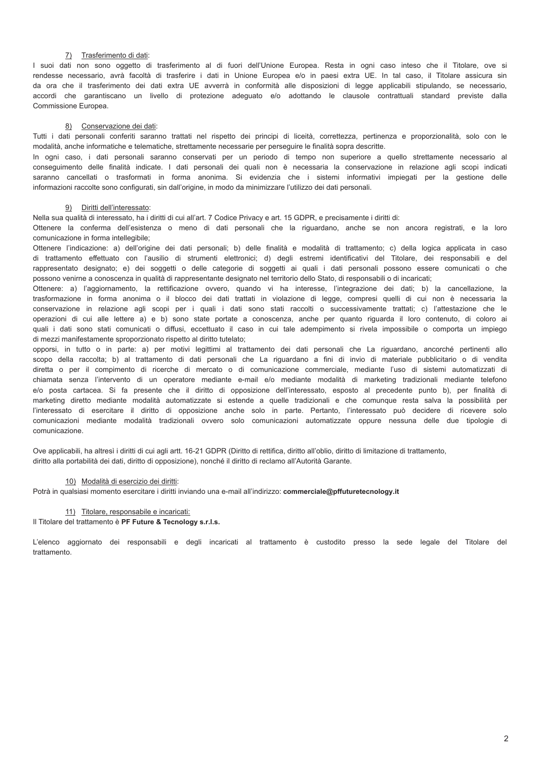7) Trasferimento di dati:

I suoi dati non sono oggetto di trasferimento al di fuori dell'Unione Europea. Resta in ogni caso inteso che il Titolare, ove si rendesse necessario, avrà facoltà di trasferire i dati in Unione Europea e/o in paesi extra UE. In tal caso, il Titolare assicura sin da ora che il trasferimento dei dati extra UE avverrà in conformità alle disposizioni di legge applicabili stipulando, se necessario, accordi che garantiscano un livello di protezione adeguato e/o adottando le clausole contrattuali standard previste dalla Commissione Europea.

8) Conservazione dei dati:

Tutti i dati personali conferiti saranno trattati nel rispetto dei principi di liceità, correttezza, pertinenza e proporzionalità, solo con le modalità, anche informatiche e telematiche, strettamente necessarie per perseguire le finalità sopra descritte.

In ogni caso, i dati personali saranno conservati per un periodo di tempo non superiore a quello strettamente necessario al conseguimento delle finalità indicate. I dati personali dei quali non è necessaria la conservazione in relazione agli scopi indicati saranno cancellati o trasformati in forma anonima. Si evidenzia che i sistemi informativi impiegati per la gestione delle informazioni raccolte sono configurati, sin dall'origine, in modo da minimizzare l'utilizzo dei dati personali.

9) Diritti dell'interessato:

Nella sua qualità di interessato, ha i diritti di cui all'art. 7 Codice Privacy e art. 15 GDPR, e precisamente i diritti di:

Ottenere la conferma dell'esistenza o meno di dati personali che la riguardano, anche se non ancora registrati, e la loro comunicazione in forma intellegibile;

Ottenere l'indicazione: a) dell'origine dei dati personali; b) delle finalità e modalità di trattamento; c) della logica applicata in caso di trattamento effettuato con l'ausilio di strumenti elettronici; d) degli estremi identificativi del Titolare, dei responsabili e del rappresentato designato; e) dei soggetti o delle categorie di soggetti ai quali i dati personali possono essere comunicati o che possono venirne a conoscenza in qualità di rappresentante designato nel territorio dello Stato, di responsabili o di incaricati;

Ottenere: a) l'aggiornamento, la rettificazione ovvero, quando vi ha interesse, l'integrazione dei dati; b) la cancellazione, la trasformazione in forma anonima o il blocco dei dati trattati in violazione di legge, compresi quelli di cui non è necessaria la conservazione in relazione agli scopi per i quali i dati sono stati raccolti o successivamente trattati; c) l'attestazione che le operazioni di cui alle lettere a) e b) sono state portate a conoscenza, anche per quanto riguarda il loro contenuto, di coloro ai quali i dati sono stati comunicati o diffusi, eccettuato il caso in cui tale adempimento si rivela impossibile o comporta un impiego di mezzi manifestamente sproporzionato rispetto al diritto tutelato;

opporsi, in tutto o in parte: a) per motivi legittimi al trattamento dei dati personali che La riguardano, ancorché pertinenti allo scopo della raccolta; b) al trattamento di dati personali che La riguardano a fini di invio di materiale pubblicitario o di vendita diretta o per il compimento di ricerche di mercato o di comunicazione commerciale, mediante l'uso di sistemi automatizzati di chiamata senza l'intervento di un operatore mediante e-mail e/o mediante modalità di marketing tradizionali mediante telefono e/o posta cartacea. Si fa presente che il diritto di opposizione dell'interessato, esposto al precedente punto b), per finalità di marketing diretto mediante modalità automatizzate si estende a quelle tradizionali e che comunque resta salva la possibilità per l'interessato di esercitare il diritto di opposizione anche solo in parte. Pertanto, l'interessato può decidere di ricevere solo comunicazioni mediante modalità tradizionali ovvero solo comunicazioni automatizzate oppure nessuna delle due tipologie di comunicazione.

Ove applicabili, ha altresì i diritti di cui agli artt. 16-21 GDPR (Diritto di rettifica, diritto all'oblio, diritto di limitazione di trattamento, diritto alla portabilità dei dati, diritto di opposizione), nonché il diritto di reclamo all'Autorità Garante.

10) Modalità di esercizio dei diritti:

Potrà in qualsiasi momento esercitare i diritti inviando una e-mail all'indirizzo: **commerciale@pffuturetecnology.it**

11) Titolare, responsabile e incaricati:

Il Titolare del trattamento è **PF Future & Tecnology s.r.l.s.**

L'elenco aggiornato dei responsabili e degli incaricati al trattamento è custodito presso la sede legale del Titolare del trattamento.